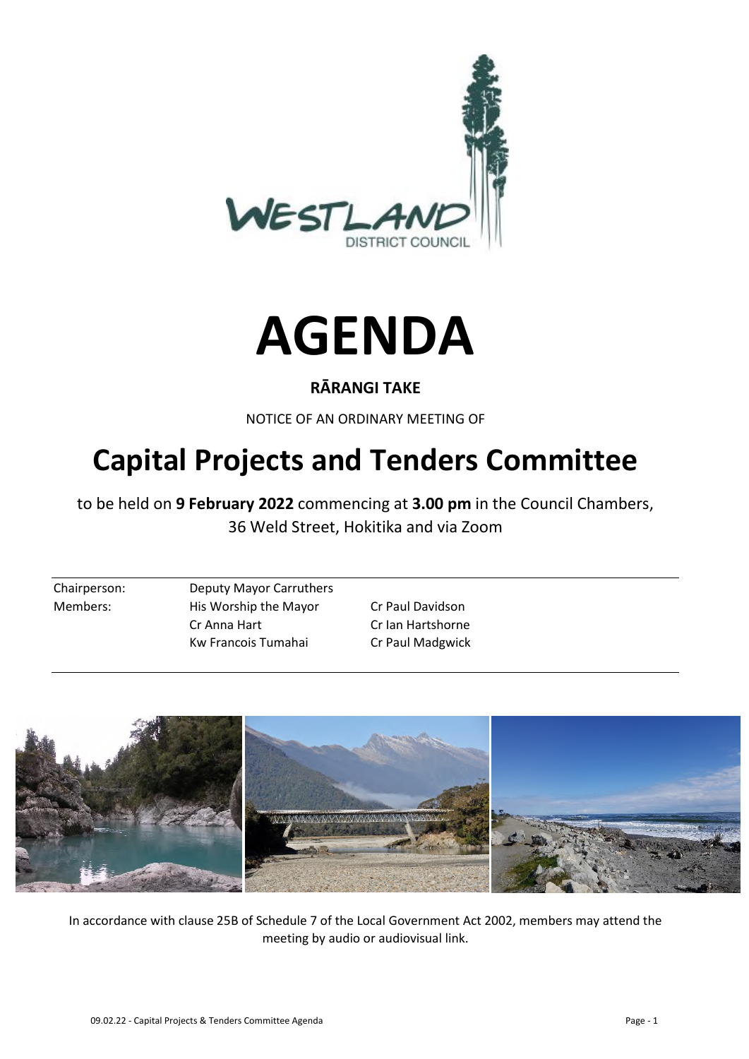# AGENDA

**RĀRANGI TAKE**

NOTICE OF AN ORDINARY MEETING OF

# Capital Projects and Tenders Committee

to be held on **9 February 2022** commencing at **3.00 pm** in the Council Chambers, 36 Weld Street, Hokitika and via Zoom

| | | |
|---|---|---|
| Chairperson: | Deputy Mayor Carruthers | |
| Members: | His Worship the Mayor | Cr Paul Davidson |
| | Cr Anna Hart | Cr Ian Hartshorne |
| | Kw Francois Tumahai | Cr Paul Madgwick |

In accordance with clause 25B of Schedule 7 of the Local Government Act 2002, members may attend the meeting by audio or audiovisual link.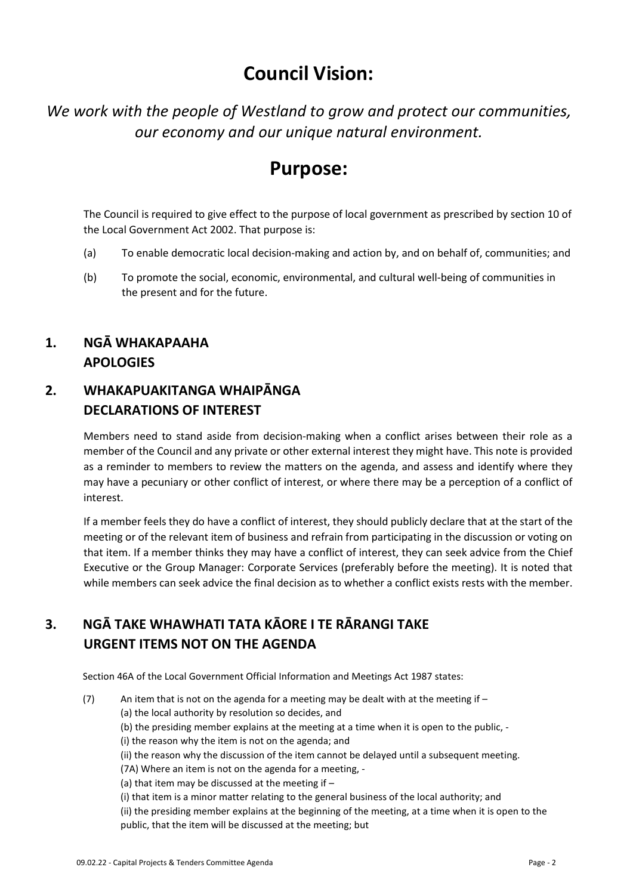# Council Vision:

*We work with the people of Westland to grow and protect our communities, our economy and our unique natural environment.*

# Purpose:

The Council is required to give effect to the purpose of local government as prescribed by section 10 of the Local Government Act 2002. That purpose is:

(a) To enable democratic local decision-making and action by, and on behalf of, communities; and

(b) To promote the social, economic, environmental, and cultural well-being of communities in the present and for the future.

## 1. NGĀ WHAKAPAAHA APOLOGIES

## 2. WHAKAPUAKITANGA WHAIPĀNGA DECLARATIONS OF INTEREST

Members need to stand aside from decision-making when a conflict arises between their role as a member of the Council and any private or other external interest they might have. This note is provided as a reminder to members to review the matters on the agenda, and assess and identify where they may have a pecuniary or other conflict of interest, or where there may be a perception of a conflict of interest.

If a member feels they do have a conflict of interest, they should publicly declare that at the start of the meeting or of the relevant item of business and refrain from participating in the discussion or voting on that item. If a member thinks they may have a conflict of interest, they can seek advice from the Chief Executive or the Group Manager: Corporate Services (preferably before the meeting). It is noted that while members can seek advice the final decision as to whether a conflict exists rests with the member.

## 3. NGĀ TAKE WHAWHATI TATA KĀORE I TE RĀRANGI TAKE URGENT ITEMS NOT ON THE AGENDA

Section 46A of the Local Government Official Information and Meetings Act 1987 states:

(7) An item that is not on the agenda for a meeting may be dealt with at the meeting if –
(a) the local authority by resolution so decides, and
(b) the presiding member explains at the meeting at a time when it is open to the public, -
(i) the reason why the item is not on the agenda; and
(ii) the reason why the discussion of the item cannot be delayed until a subsequent meeting.
(7A) Where an item is not on the agenda for a meeting, -
(a) that item may be discussed at the meeting if –
(i) that item is a minor matter relating to the general business of the local authority; and
(ii) the presiding member explains at the beginning of the meeting, at a time when it is open to the public, that the item will be discussed at the meeting; but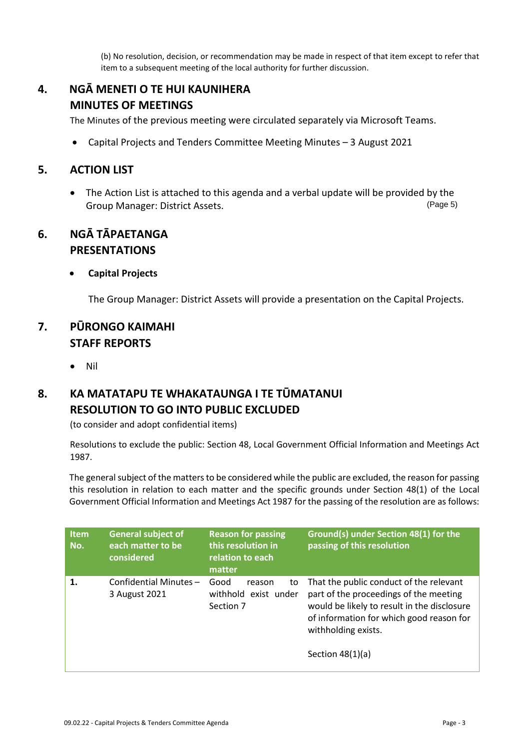(b) No resolution, decision, or recommendation may be made in respect of that item except to refer that item to a subsequent meeting of the local authority for further discussion.

## 4. NGĀ MENETI O TE HUI KAUNIHERA MINUTES OF MEETINGS

The Minutes of the previous meeting were circulated separately via Microsoft Teams.

- Capital Projects and Tenders Committee Meeting Minutes – 3 August 2021

## 5. ACTION LIST

- The Action List is attached to this agenda and a verbal update will be provided by the Group Manager: District Assets. (Page 5)

## 6. NGĀ TĀPAETANGA PRESENTATIONS

- **Capital Projects**

  The Group Manager: District Assets will provide a presentation on the Capital Projects.

## 7. PŪRONGO KAIMAHI STAFF REPORTS

- Nil

## 8. KA MATATAPU TE WHAKATAUNGA I TE TŪMATANUI RESOLUTION TO GO INTO PUBLIC EXCLUDED

(to consider and adopt confidential items)

Resolutions to exclude the public: Section 48, Local Government Official Information and Meetings Act 1987.

The general subject of the matters to be considered while the public are excluded, the reason for passing this resolution in relation to each matter and the specific grounds under Section 48(1) of the Local Government Official Information and Meetings Act 1987 for the passing of the resolution are as follows:

| Item No. | General subject of each matter to be considered | Reason for passing this resolution in relation to each matter | Ground(s) under Section 48(1) for the passing of this resolution |
|---|---|---|---|
| 1. | Confidential Minutes – 3 August 2021 | Good reason to withhold exist under Section 7 | That the public conduct of the relevant part of the proceedings of the meeting would be likely to result in the disclosure of information for which good reason for withholding exists.<br><br>Section 48(1)(a) |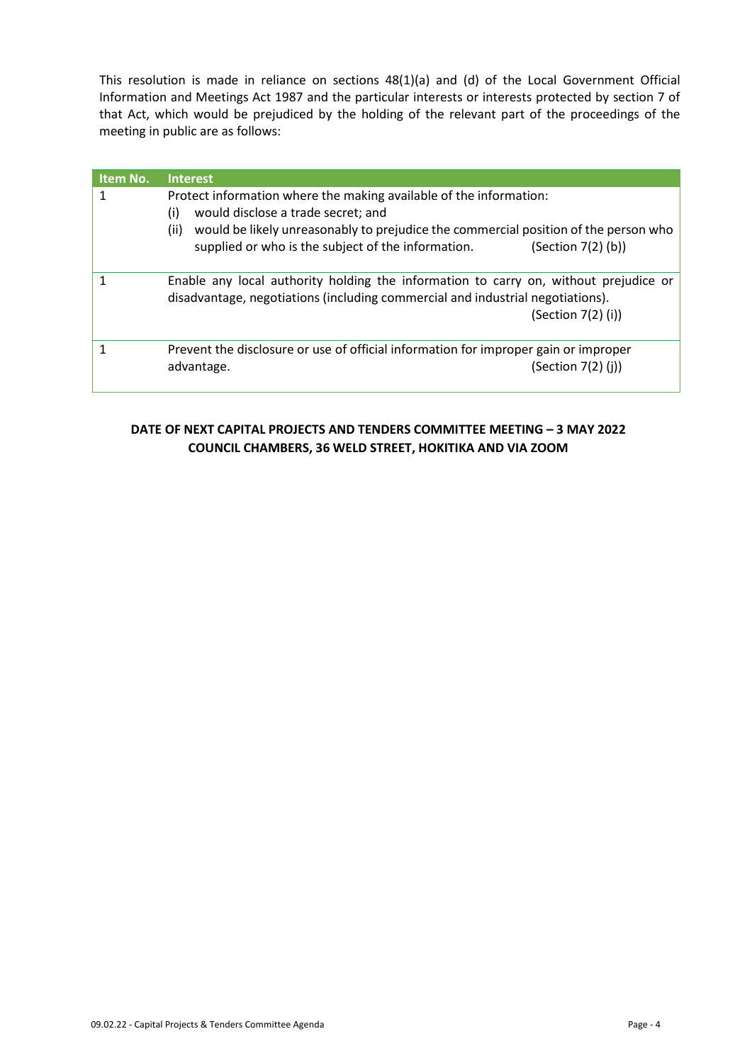This resolution is made in reliance on sections 48(1)(a) and (d) of the Local Government Official Information and Meetings Act 1987 and the particular interests or interests protected by section 7 of that Act, which would be prejudiced by the holding of the relevant part of the proceedings of the meeting in public are as follows:

| Item No. | Interest |
| --- | --- |
| 1 | Protect information where the making available of the information:<br>(i) would disclose a trade secret; and<br>(ii) would be likely unreasonably to prejudice the commercial position of the person who supplied or who is the subject of the information. (Section 7(2) (b)) |
| 1 | Enable any local authority holding the information to carry on, without prejudice or disadvantage, negotiations (including commercial and industrial negotiations). (Section 7(2) (i)) |
| 1 | Prevent the disclosure or use of official information for improper gain or improper advantage. (Section 7(2) (j)) |

**DATE OF NEXT CAPITAL PROJECTS AND TENDERS COMMITTEE MEETING – 3 MAY 2022**
**COUNCIL CHAMBERS, 36 WELD STREET, HOKITIKA AND VIA ZOOM**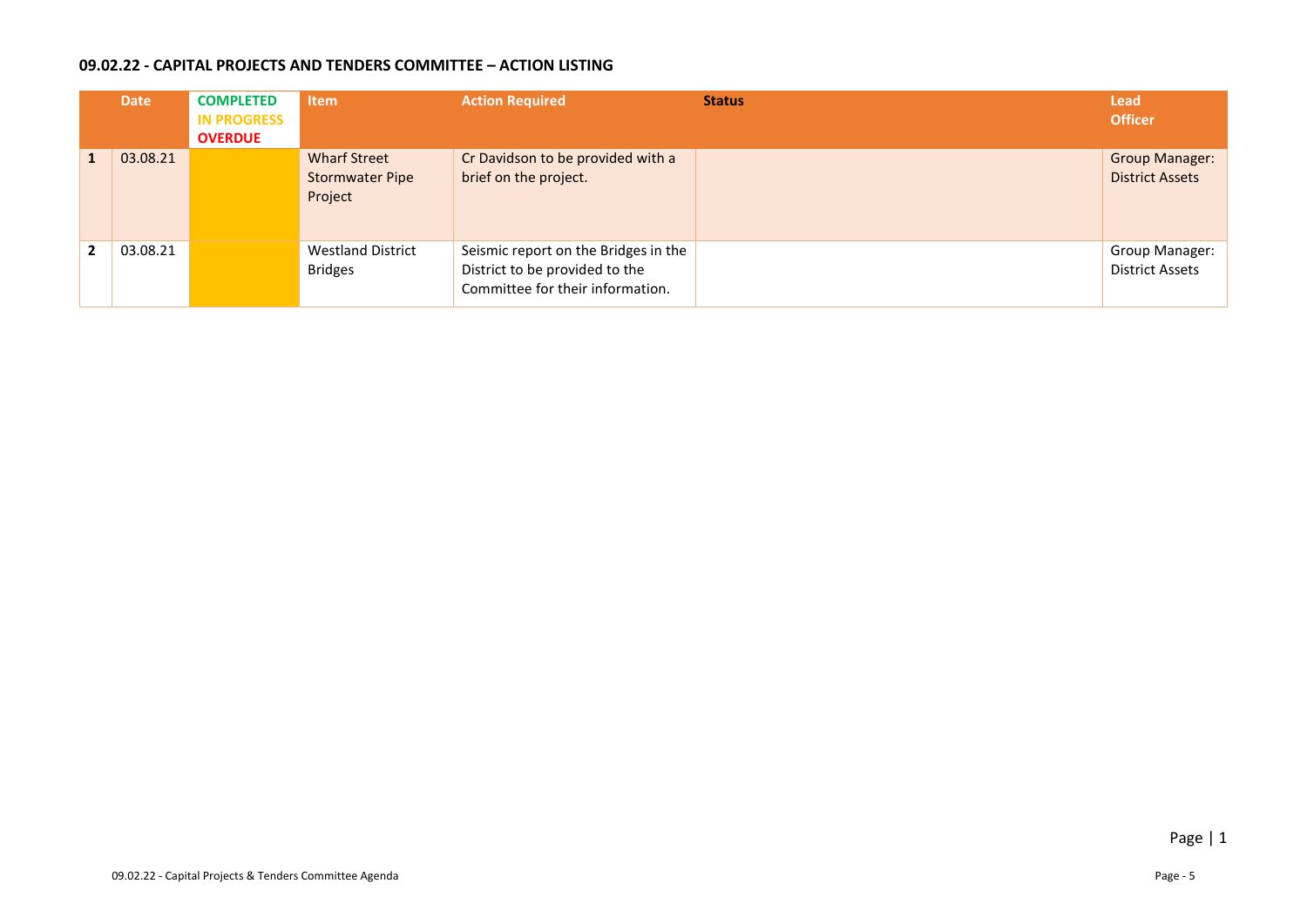## 09.02.22 - CAPITAL PROJECTS AND TENDERS COMMITTEE – ACTION LISTING

| | Date | COMPLETED IN PROGRESS OVERDUE | Item | Action Required | Status | Lead Officer |
|---|---|---|---|---|---|---|
| **1** | 03.08.21 | | Wharf Street Stormwater Pipe Project | Cr Davidson to be provided with a brief on the project. | | Group Manager: District Assets |
| **2** | 03.08.21 | | Westland District Bridges | Seismic report on the Bridges in the District to be provided to the Committee for their information. | | Group Manager: District Assets |